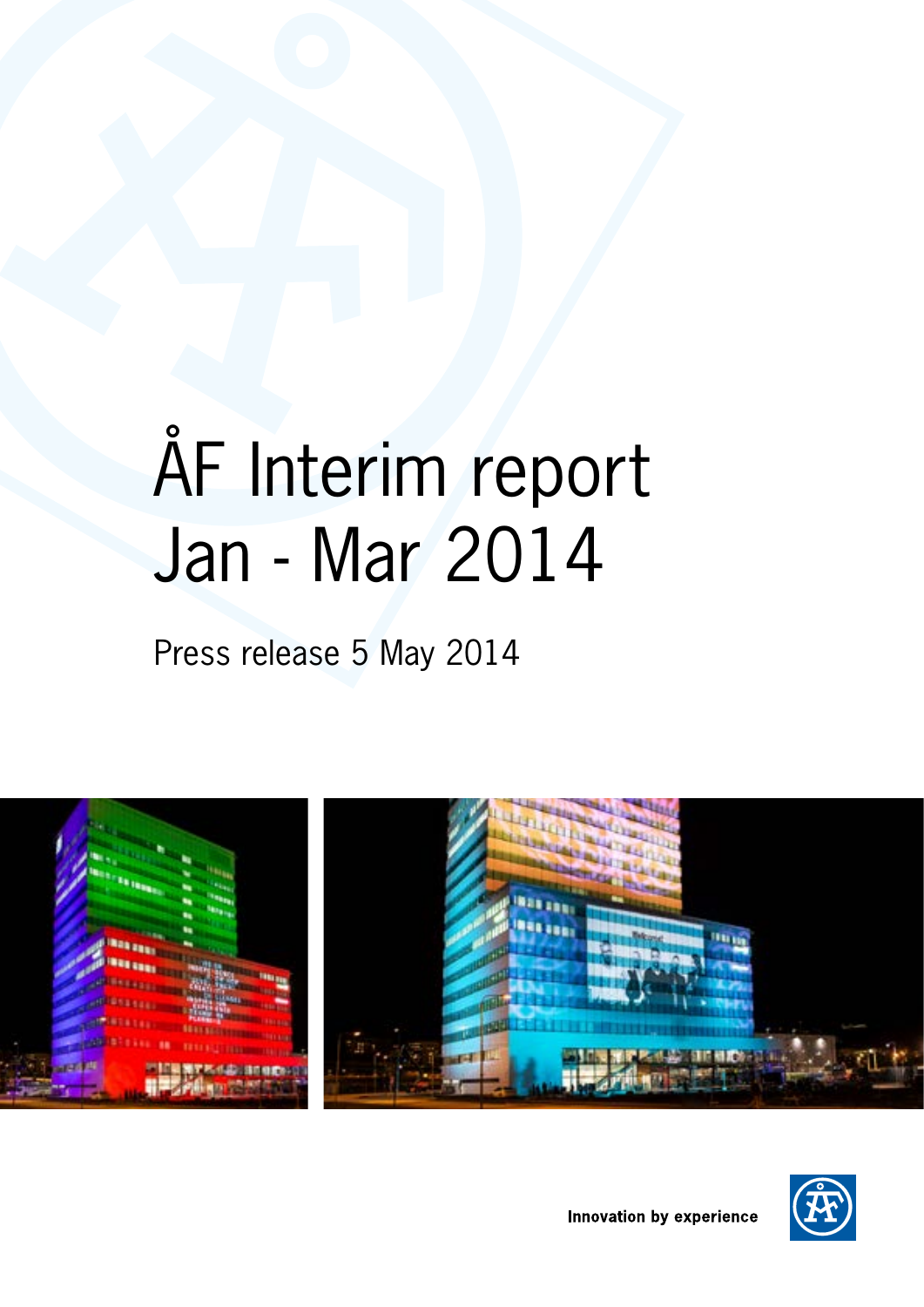# ÅF Interim report Jan - Mar 2014

Press release 5 May 2014

Innovation by experience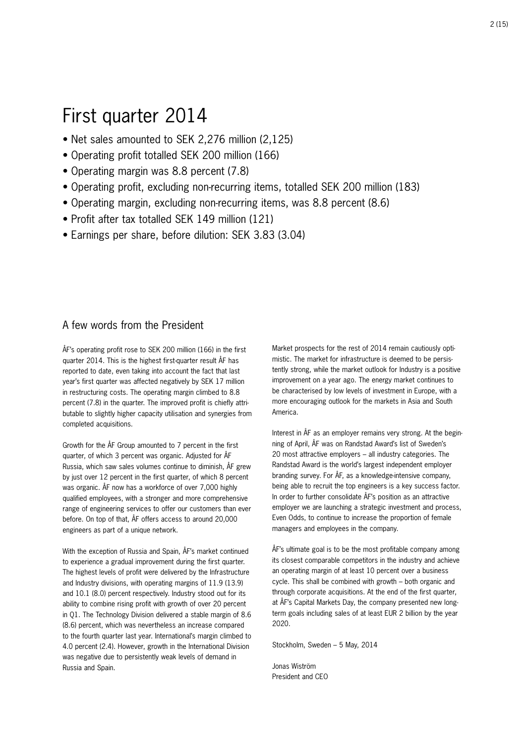# First quarter 2014

- Net sales amounted to SEK 2,276 million (2,125)
- Operating profit totalled SEK 200 million (166)
- Operating margin was 8.8 percent (7.8)
- Operating profit, excluding non-recurring items, totalled SEK 200 million (183)
- Operating margin, excluding non-recurring items, was 8.8 percent (8.6)
- Profit after tax totalled SEK 149 million (121)
- Earnings per share, before dilution: SEK 3.83 (3.04)

## A few words from the President

ÅF's operating profit rose to SEK 200 million (166) in the first quarter 2014. This is the highest first-quarter result ÅF has reported to date, even taking into account the fact that last year's first quarter was affected negatively by SEK 17 million in restructuring costs. The operating margin climbed to 8.8 percent (7.8) in the quarter. The improved profit is chiefly attributable to slightly higher capacity utilisation and synergies from completed acquisitions.

Growth for the ÅF Group amounted to 7 percent in the first quarter, of which 3 percent was organic. Adjusted for ÅF Russia, which saw sales volumes continue to diminish, ÅF grew by just over 12 percent in the first quarter, of which 8 percent was organic. ÅF now has a workforce of over 7,000 highly qualified employees, with a stronger and more comprehensive range of engineering services to offer our customers than ever before. On top of that, ÅF offers access to around 20,000 engineers as part of a unique network.

With the exception of Russia and Spain, ÅF's market continued to experience a gradual improvement during the first quarter. The highest levels of profit were delivered by the Infrastructure and Industry divisions, with operating margins of 11.9 (13.9) and 10.1 (8.0) percent respectively. Industry stood out for its ability to combine rising profit with growth of over 20 percent in Q1. The Technology Division delivered a stable margin of 8.6 (8.6) percent, which was nevertheless an increase compared to the fourth quarter last year. International's margin climbed to 4.0 percent (2.4). However, growth in the International Division was negative due to persistently weak levels of demand in Russia and Spain.

Market prospects for the rest of 2014 remain cautiously optimistic. The market for infrastructure is deemed to be persistently strong, while the market outlook for Industry is a positive improvement on a year ago. The energy market continues to be characterised by low levels of investment in Europe, with a more encouraging outlook for the markets in Asia and South America.

Interest in ÅF as an employer remains very strong. At the beginning of April, ÅF was on Randstad Award's list of Sweden's 20 most attractive employers – all industry categories. The Randstad Award is the world's largest independent employer branding survey. For ÅF, as a knowledge-intensive company, being able to recruit the top engineers is a key success factor. In order to further consolidate ÅF's position as an attractive employer we are launching a strategic investment and process, Even Odds, to continue to increase the proportion of female managers and employees in the company.

ÅF's ultimate goal is to be the most profitable company among its closest comparable competitors in the industry and achieve an operating margin of at least 10 percent over a business cycle. This shall be combined with growth – both organic and through corporate acquisitions. At the end of the first quarter, at ÅF's Capital Markets Day, the company presented new long-term goals including sales of at least EUR 2 billion by the year 2020.

Stockholm, Sweden – 5 May, 2014

Jonas Wiström
President and CEO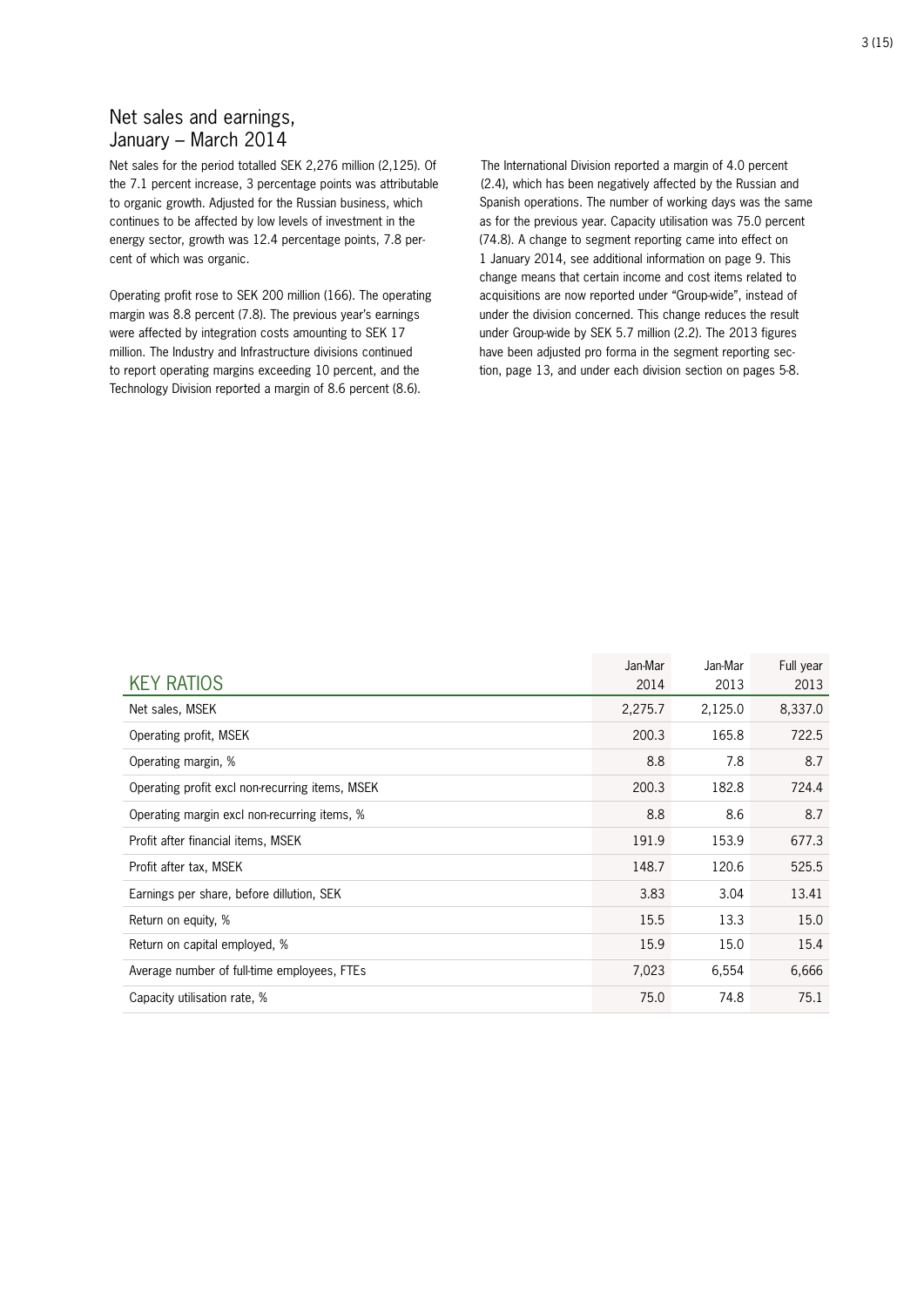## Net sales and earnings, January – March 2014

Net sales for the period totalled SEK 2,276 million (2,125). Of the 7.1 percent increase, 3 percentage points was attributable to organic growth. Adjusted for the Russian business, which continues to be affected by low levels of investment in the energy sector, growth was 12.4 percentage points, 7.8 percent of which was organic.

Operating profit rose to SEK 200 million (166). The operating margin was 8.8 percent (7.8). The previous year's earnings were affected by integration costs amounting to SEK 17 million. The Industry and Infrastructure divisions continued to report operating margins exceeding 10 percent, and the Technology Division reported a margin of 8.6 percent (8.6).

The International Division reported a margin of 4.0 percent (2.4), which has been negatively affected by the Russian and Spanish operations. The number of working days was the same as for the previous year. Capacity utilisation was 75.0 percent (74.8). A change to segment reporting came into effect on 1 January 2014, see additional information on page 9. This change means that certain income and cost items related to acquisitions are now reported under "Group-wide", instead of under the division concerned. This change reduces the result under Group-wide by SEK 5.7 million (2.2). The 2013 figures have been adjusted pro forma in the segment reporting section, page 13, and under each division section on pages 5-8.

| KEY RATIOS | Jan-Mar 2014 | Jan-Mar 2013 | Full year 2013 |
|---|---|---|---|
| Net sales, MSEK | 2,275.7 | 2,125.0 | 8,337.0 |
| Operating profit, MSEK | 200.3 | 165.8 | 722.5 |
| Operating margin, % | 8.8 | 7.8 | 8.7 |
| Operating profit excl non-recurring items, MSEK | 200.3 | 182.8 | 724.4 |
| Operating margin excl non-recurring items, % | 8.8 | 8.6 | 8.7 |
| Profit after financial items, MSEK | 191.9 | 153.9 | 677.3 |
| Profit after tax, MSEK | 148.7 | 120.6 | 525.5 |
| Earnings per share, before dillution, SEK | 3.83 | 3.04 | 13.41 |
| Return on equity, % | 15.5 | 13.3 | 15.0 |
| Return on capital employed, % | 15.9 | 15.0 | 15.4 |
| Average number of full-time employees, FTEs | 7,023 | 6,554 | 6,666 |
| Capacity utilisation rate, % | 75.0 | 74.8 | 75.1 |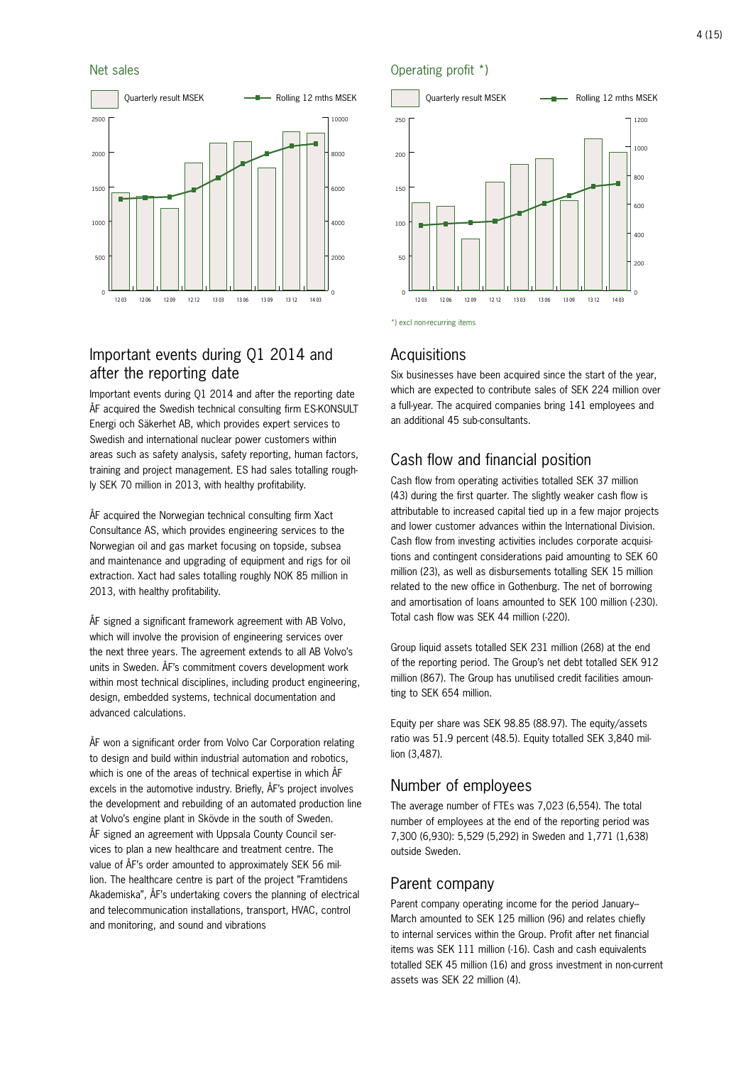## Net sales

Quarterly result MSEK — Rolling 12 mths MSEK

## Operating profit *)

Quarterly result MSEK — Rolling 12 mths MSEK

*) excl non-recurring items

## Important events during Q1 2014 and after the reporting date

Important events during Q1 2014 and after the reporting date ÅF acquired the Swedish technical consulting firm ES-KONSULT Energi och Säkerhet AB, which provides expert services to Swedish and international nuclear power customers within areas such as safety analysis, safety reporting, human factors, training and project management. ES had sales totalling roughly SEK 70 million in 2013, with healthy profitability.

ÅF acquired the Norwegian technical consulting firm Xact Consultance AS, which provides engineering services to the Norwegian oil and gas market focusing on topside, subsea and maintenance and upgrading of equipment and rigs for oil extraction. Xact had sales totalling roughly NOK 85 million in 2013, with healthy profitability.

ÅF signed a significant framework agreement with AB Volvo, which will involve the provision of engineering services over the next three years. The agreement extends to all AB Volvo's units in Sweden. ÅF's commitment covers development work within most technical disciplines, including product engineering, design, embedded systems, technical documentation and advanced calculations.

ÅF won a significant order from Volvo Car Corporation relating to design and build within industrial automation and robotics, which is one of the areas of technical expertise in which ÅF excels in the automotive industry. Briefly, ÅF's project involves the development and rebuilding of an automated production line at Volvo's engine plant in Skövde in the south of Sweden. ÅF signed an agreement with Uppsala County Council services to plan a new healthcare and treatment centre. The value of ÅF's order amounted to approximately SEK 56 million. The healthcare centre is part of the project "Framtidens Akademiska", ÅF's undertaking covers the planning of electrical and telecommunication installations, transport, HVAC, control and monitoring, and sound and vibrations

## Acquisitions

Six businesses have been acquired since the start of the year, which are expected to contribute sales of SEK 224 million over a full-year. The acquired companies bring 141 employees and an additional 45 sub-consultants.

## Cash flow and financial position

Cash flow from operating activities totalled SEK 37 million (43) during the first quarter. The slightly weaker cash flow is attributable to increased capital tied up in a few major projects and lower customer advances within the International Division. Cash flow from investing activities includes corporate acquisitions and contingent considerations paid amounting to SEK 60 million (23), as well as disbursements totalling SEK 15 million related to the new office in Gothenburg. The net of borrowing and amortisation of loans amounted to SEK 100 million (-230). Total cash flow was SEK 44 million (-220).

Group liquid assets totalled SEK 231 million (268) at the end of the reporting period. The Group's net debt totalled SEK 912 million (867). The Group has unutilised credit facilities amounting to SEK 654 million.

Equity per share was SEK 98.85 (88.97). The equity/assets ratio was 51.9 percent (48.5). Equity totalled SEK 3,840 million (3,487).

## Number of employees

The average number of FTEs was 7,023 (6,554). The total number of employees at the end of the reporting period was 7,300 (6,930): 5,529 (5,292) in Sweden and 1,771 (1,638) outside Sweden.

## Parent company

Parent company operating income for the period January–March amounted to SEK 125 million (96) and relates chiefly to internal services within the Group. Profit after net financial items was SEK 111 million (-16). Cash and cash equivalents totalled SEK 45 million (16) and gross investment in non-current assets was SEK 22 million (4).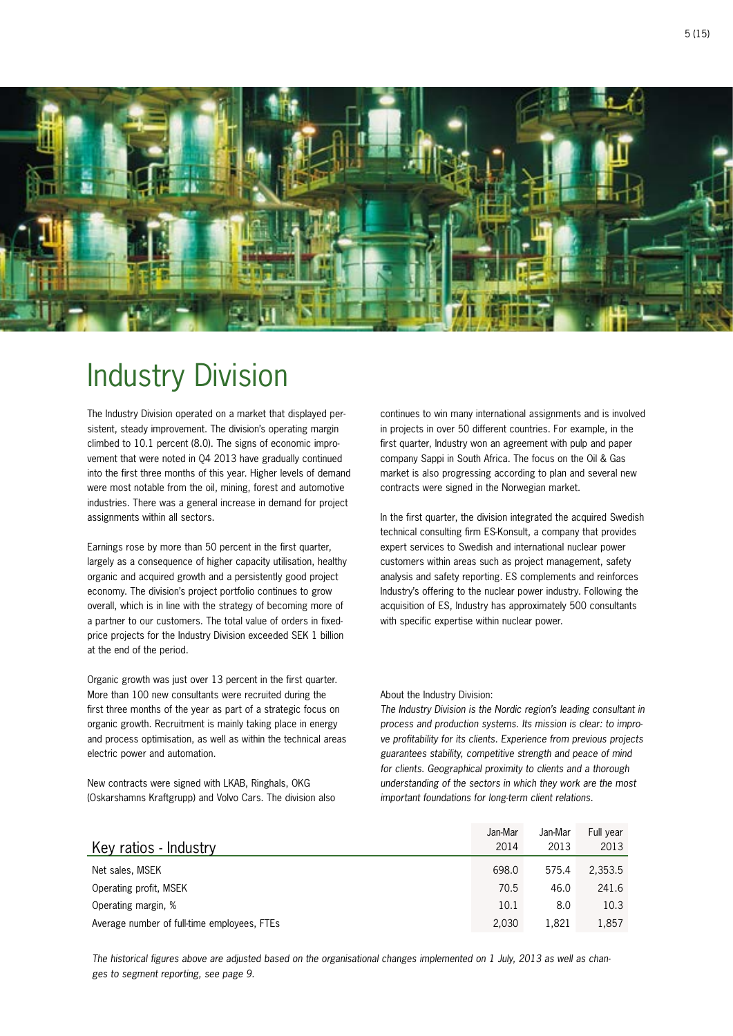# Industry Division

The Industry Division operated on a market that displayed persistent, steady improvement. The division's operating margin climbed to 10.1 percent (8.0). The signs of economic improvement that were noted in Q4 2013 have gradually continued into the first three months of this year. Higher levels of demand were most notable from the oil, mining, forest and automotive industries. There was a general increase in demand for project assignments within all sectors.

Earnings rose by more than 50 percent in the first quarter, largely as a consequence of higher capacity utilisation, healthy organic and acquired growth and a persistently good project economy. The division's project portfolio continues to grow overall, which is in line with the strategy of becoming more of a partner to our customers. The total value of orders in fixed-price projects for the Industry Division exceeded SEK 1 billion at the end of the period.

Organic growth was just over 13 percent in the first quarter. More than 100 new consultants were recruited during the first three months of the year as part of a strategic focus on organic growth. Recruitment is mainly taking place in energy and process optimisation, as well as within the technical areas electric power and automation.

New contracts were signed with LKAB, Ringhals, OKG (Oskarshamns Kraftgrupp) and Volvo Cars. The division also continues to win many international assignments and is involved in projects in over 50 different countries. For example, in the first quarter, Industry won an agreement with pulp and paper company Sappi in South Africa. The focus on the Oil & Gas market is also progressing according to plan and several new contracts were signed in the Norwegian market.

In the first quarter, the division integrated the acquired Swedish technical consulting firm ES-Konsult, a company that provides expert services to Swedish and international nuclear power customers within areas such as project management, safety analysis and safety reporting. ES complements and reinforces Industry's offering to the nuclear power industry. Following the acquisition of ES, Industry has approximately 500 consultants with specific expertise within nuclear power.

About the Industry Division:

*The Industry Division is the Nordic region's leading consultant in process and production systems. Its mission is clear: to improve profitability for its clients. Experience from previous projects guarantees stability, competitive strength and peace of mind for clients. Geographical proximity to clients and a thorough understanding of the sectors in which they work are the most important foundations for long-term client relations.*

| Key ratios - Industry | Jan-Mar 2014 | Jan-Mar 2013 | Full year 2013 |
|---|---|---|---|
| Net sales, MSEK | 698.0 | 575.4 | 2,353.5 |
| Operating profit, MSEK | 70.5 | 46.0 | 241.6 |
| Operating margin, % | 10.1 | 8.0 | 10.3 |
| Average number of full-time employees, FTEs | 2,030 | 1,821 | 1,857 |

*The historical figures above are adjusted based on the organisational changes implemented on 1 July, 2013 as well as changes to segment reporting, see page 9.*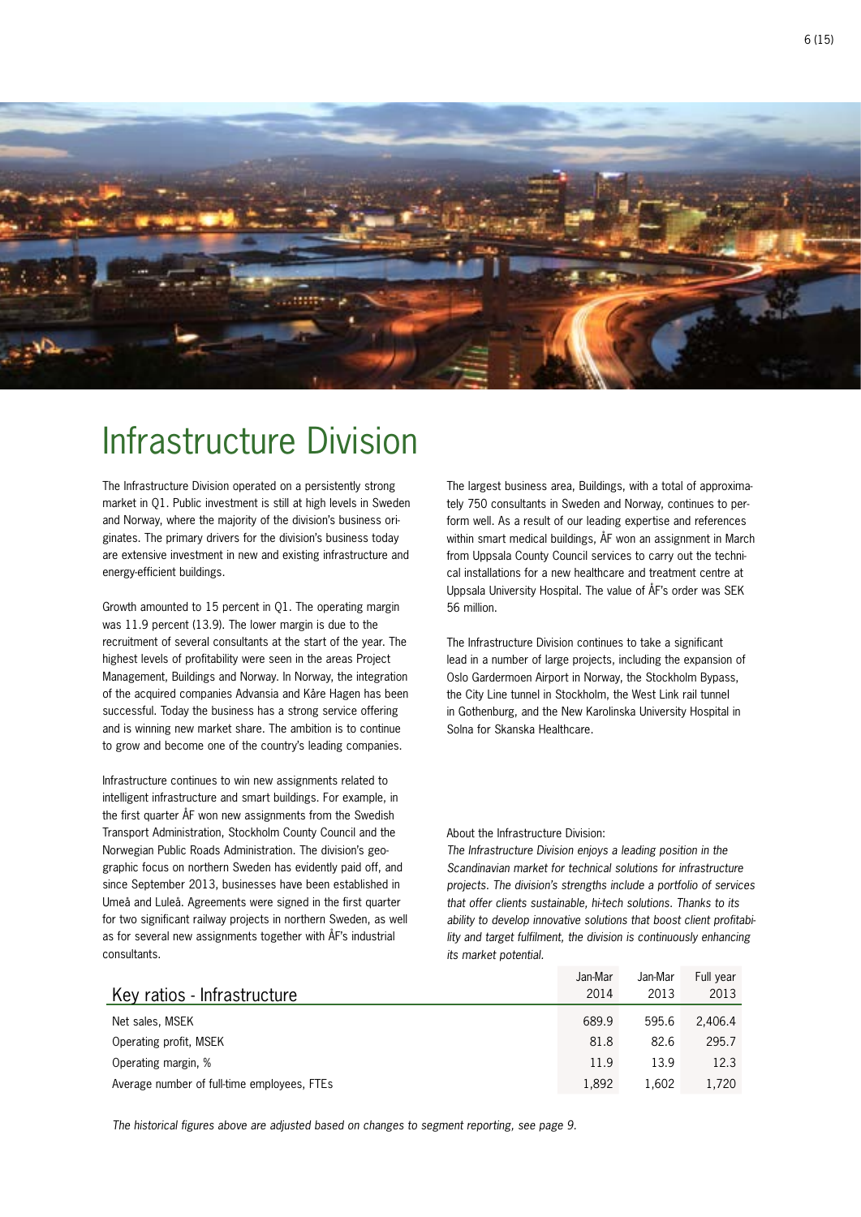# Infrastructure Division

The Infrastructure Division operated on a persistently strong market in Q1. Public investment is still at high levels in Sweden and Norway, where the majority of the division's business originates. The primary drivers for the division's business today are extensive investment in new and existing infrastructure and energy-efficient buildings.

Growth amounted to 15 percent in Q1. The operating margin was 11.9 percent (13.9). The lower margin is due to the recruitment of several consultants at the start of the year. The highest levels of profitability were seen in the areas Project Management, Buildings and Norway. In Norway, the integration of the acquired companies Advansia and Kåre Hagen has been successful. Today the business has a strong service offering and is winning new market share. The ambition is to continue to grow and become one of the country's leading companies.

Infrastructure continues to win new assignments related to intelligent infrastructure and smart buildings. For example, in the first quarter ÅF won new assignments from the Swedish Transport Administration, Stockholm County Council and the Norwegian Public Roads Administration. The division's geographic focus on northern Sweden has evidently paid off, and since September 2013, businesses have been established in Umeå and Luleå. Agreements were signed in the first quarter for two significant railway projects in northern Sweden, as well as for several new assignments together with ÅF's industrial consultants.

The largest business area, Buildings, with a total of approximately 750 consultants in Sweden and Norway, continues to perform well. As a result of our leading expertise and references within smart medical buildings, ÅF won an assignment in March from Uppsala County Council services to carry out the technical installations for a new healthcare and treatment centre at Uppsala University Hospital. The value of ÅF's order was SEK 56 million.

The Infrastructure Division continues to take a significant lead in a number of large projects, including the expansion of Oslo Gardermoen Airport in Norway, the Stockholm Bypass, the City Line tunnel in Stockholm, the West Link rail tunnel in Gothenburg, and the New Karolinska University Hospital in Solna for Skanska Healthcare.

About the Infrastructure Division:

*The Infrastructure Division enjoys a leading position in the Scandinavian market for technical solutions for infrastructure projects. The division's strengths include a portfolio of services that offer clients sustainable, hi-tech solutions. Thanks to its ability to develop innovative solutions that boost client profitability and target fulfilment, the division is continuously enhancing its market potential.*

| Key ratios - Infrastructure | Jan-Mar 2014 | Jan-Mar 2013 | Full year 2013 |
|---|---|---|---|
| Net sales, MSEK | 689.9 | 595.6 | 2,406.4 |
| Operating profit, MSEK | 81.8 | 82.6 | 295.7 |
| Operating margin, % | 11.9 | 13.9 | 12.3 |
| Average number of full-time employees, FTEs | 1,892 | 1,602 | 1,720 |

*The historical figures above are adjusted based on changes to segment reporting, see page 9.*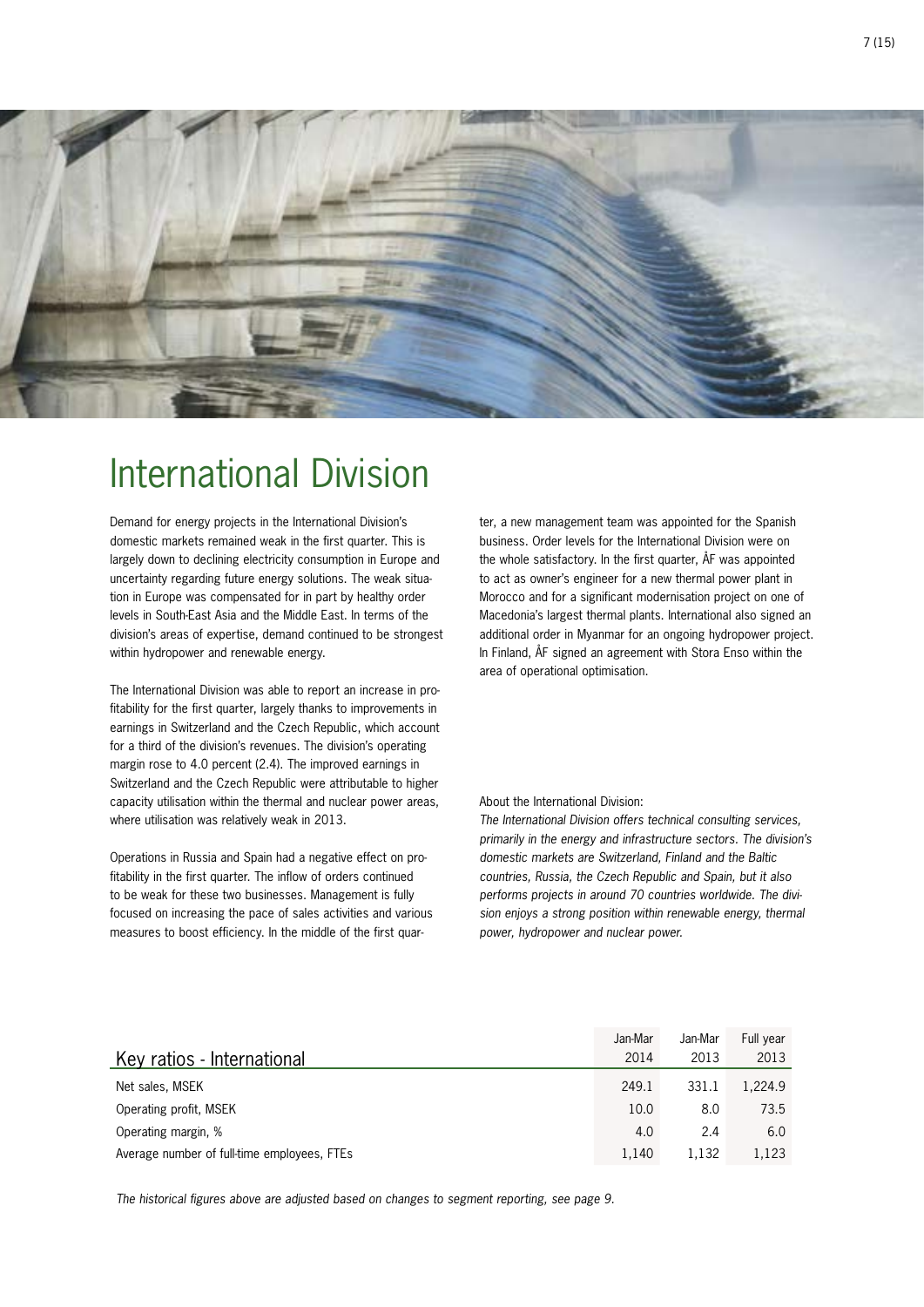# International Division

Demand for energy projects in the International Division's domestic markets remained weak in the first quarter. This is largely down to declining electricity consumption in Europe and uncertainty regarding future energy solutions. The weak situation in Europe was compensated for in part by healthy order levels in South-East Asia and the Middle East. In terms of the division's areas of expertise, demand continued to be strongest within hydropower and renewable energy.

The International Division was able to report an increase in profitability for the first quarter, largely thanks to improvements in earnings in Switzerland and the Czech Republic, which account for a third of the division's revenues. The division's operating margin rose to 4.0 percent (2.4). The improved earnings in Switzerland and the Czech Republic were attributable to higher capacity utilisation within the thermal and nuclear power areas, where utilisation was relatively weak in 2013.

Operations in Russia and Spain had a negative effect on profitability in the first quarter. The inflow of orders continued to be weak for these two businesses. Management is fully focused on increasing the pace of sales activities and various measures to boost efficiency. In the middle of the first quarter, a new management team was appointed for the Spanish business. Order levels for the International Division were on the whole satisfactory. In the first quarter, ÅF was appointed to act as owner's engineer for a new thermal power plant in Morocco and for a significant modernisation project on one of Macedonia's largest thermal plants. International also signed an additional order in Myanmar for an ongoing hydropower project. In Finland, ÅF signed an agreement with Stora Enso within the area of operational optimisation.

About the International Division:

*The International Division offers technical consulting services, primarily in the energy and infrastructure sectors. The division's domestic markets are Switzerland, Finland and the Baltic countries, Russia, the Czech Republic and Spain, but it also performs projects in around 70 countries worldwide. The division enjoys a strong position within renewable energy, thermal power, hydropower and nuclear power.*

| Key ratios - International | Jan-Mar 2014 | Jan-Mar 2013 | Full year 2013 |
|---|---|---|---|
| Net sales, MSEK | 249.1 | 331.1 | 1,224.9 |
| Operating profit, MSEK | 10.0 | 8.0 | 73.5 |
| Operating margin, % | 4.0 | 2.4 | 6.0 |
| Average number of full-time employees, FTEs | 1,140 | 1,132 | 1,123 |

*The historical figures above are adjusted based on changes to segment reporting, see page 9.*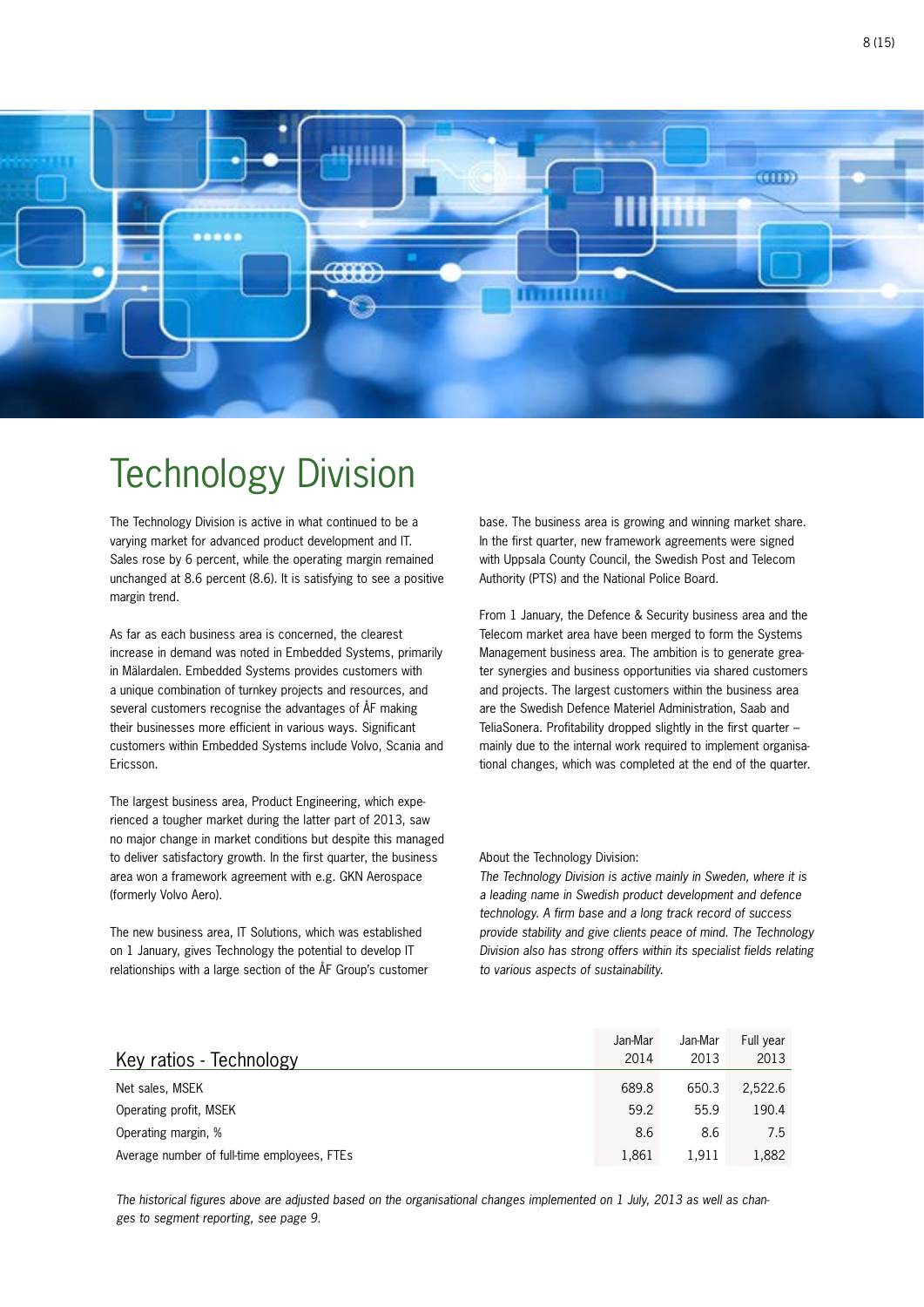// Technology Division

# Technology Division

The Technology Division is active in what continued to be a varying market for advanced product development and IT. Sales rose by 6 percent, while the operating margin remained unchanged at 8.6 percent (8.6). It is satisfying to see a positive margin trend.

As far as each business area is concerned, the clearest increase in demand was noted in Embedded Systems, primarily in Mälardalen. Embedded Systems provides customers with a unique combination of turnkey projects and resources, and several customers recognise the advantages of ÅF making their businesses more efficient in various ways. Significant customers within Embedded Systems include Volvo, Scania and Ericsson.

The largest business area, Product Engineering, which experienced a tougher market during the latter part of 2013, saw no major change in market conditions but despite this managed to deliver satisfactory growth. In the first quarter, the business area won a framework agreement with e.g. GKN Aerospace (formerly Volvo Aero).

The new business area, IT Solutions, which was established on 1 January, gives Technology the potential to develop IT relationships with a large section of the ÅF Group's customer base. The business area is growing and winning market share. In the first quarter, new framework agreements were signed with Uppsala County Council, the Swedish Post and Telecom Authority (PTS) and the National Police Board.

From 1 January, the Defence & Security business area and the Telecom market area have been merged to form the Systems Management business area. The ambition is to generate greater synergies and business opportunities via shared customers and projects. The largest customers within the business area are the Swedish Defence Materiel Administration, Saab and TeliaSonera. Profitability dropped slightly in the first quarter – mainly due to the internal work required to implement organisational changes, which was completed at the end of the quarter.

About the Technology Division:

*The Technology Division is active mainly in Sweden, where it is a leading name in Swedish product development and defence technology. A firm base and a long track record of success provide stability and give clients peace of mind. The Technology Division also has strong offers within its specialist fields relating to various aspects of sustainability.*

| Key ratios - Technology | Jan-Mar 2014 | Jan-Mar 2013 | Full year 2013 |
|---|---|---|---|
| Net sales, MSEK | 689.8 | 650.3 | 2,522.6 |
| Operating profit, MSEK | 59.2 | 55.9 | 190.4 |
| Operating margin, % | 8.6 | 8.6 | 7.5 |
| Average number of full-time employees, FTEs | 1,861 | 1,911 | 1,882 |

*The historical figures above are adjusted based on the organisational changes implemented on 1 July, 2013 as well as changes to segment reporting, see page 9.*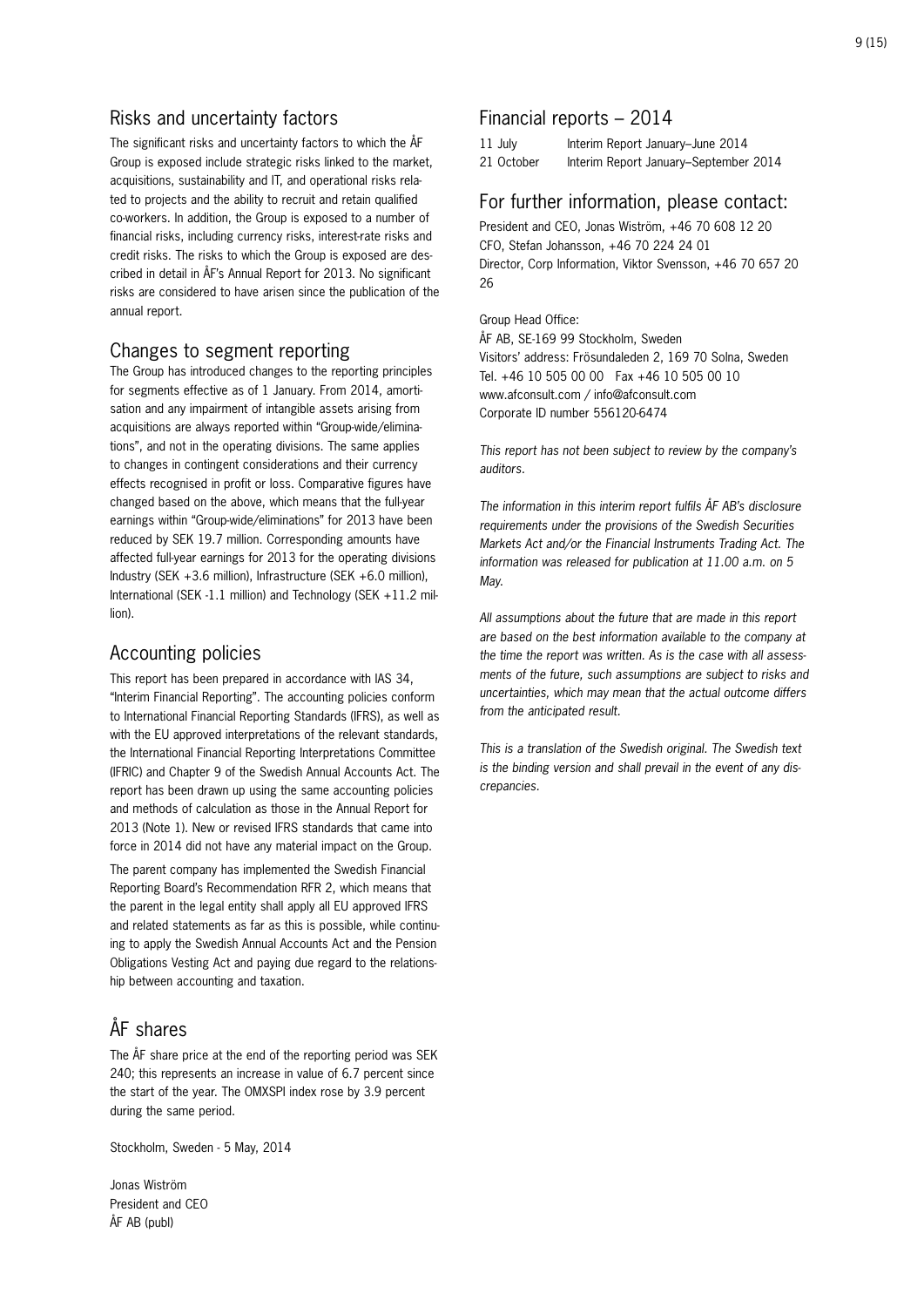## Risks and uncertainty factors

The significant risks and uncertainty factors to which the ÅF Group is exposed include strategic risks linked to the market, acquisitions, sustainability and IT, and operational risks related to projects and the ability to recruit and retain qualified co-workers. In addition, the Group is exposed to a number of financial risks, including currency risks, interest-rate risks and credit risks. The risks to which the Group is exposed are described in detail in ÅF's Annual Report for 2013. No significant risks are considered to have arisen since the publication of the annual report.

## Changes to segment reporting

The Group has introduced changes to the reporting principles for segments effective as of 1 January. From 2014, amortisation and any impairment of intangible assets arising from acquisitions are always reported within "Group-wide/eliminations", and not in the operating divisions. The same applies to changes in contingent considerations and their currency effects recognised in profit or loss. Comparative figures have changed based on the above, which means that the full-year earnings within "Group-wide/eliminations" for 2013 have been reduced by SEK 19.7 million. Corresponding amounts have affected full-year earnings for 2013 for the operating divisions Industry (SEK +3.6 million), Infrastructure (SEK +6.0 million), International (SEK -1.1 million) and Technology (SEK +11.2 million).

## Accounting policies

This report has been prepared in accordance with IAS 34, "Interim Financial Reporting". The accounting policies conform to International Financial Reporting Standards (IFRS), as well as with the EU approved interpretations of the relevant standards, the International Financial Reporting Interpretations Committee (IFRIC) and Chapter 9 of the Swedish Annual Accounts Act. The report has been drawn up using the same accounting policies and methods of calculation as those in the Annual Report for 2013 (Note 1). New or revised IFRS standards that came into force in 2014 did not have any material impact on the Group.

The parent company has implemented the Swedish Financial Reporting Board's Recommendation RFR 2, which means that the parent in the legal entity shall apply all EU approved IFRS and related statements as far as this is possible, while continuing to apply the Swedish Annual Accounts Act and the Pension Obligations Vesting Act and paying due regard to the relationship between accounting and taxation.

## ÅF shares

The ÅF share price at the end of the reporting period was SEK 240; this represents an increase in value of 6.7 percent since the start of the year. The OMXSPI index rose by 3.9 percent during the same period.

Stockholm, Sweden - 5 May, 2014

Jonas Wiström
President and CEO
ÅF AB (publ)

## Financial reports – 2014

| | |
|---|---|
| 11 July | Interim Report January–June 2014 |
| 21 October | Interim Report January–September 2014 |

## For further information, please contact:

President and CEO, Jonas Wiström, +46 70 608 12 20
CFO, Stefan Johansson, +46 70 224 24 01
Director, Corp Information, Viktor Svensson, +46 70 657 20 26

Group Head Office:
ÅF AB, SE-169 99 Stockholm, Sweden
Visitors' address: Frösundaleden 2, 169 70 Solna, Sweden
Tel. +46 10 505 00 00 Fax +46 10 505 00 10
www.afconsult.com / info@afconsult.com
Corporate ID number 556120-6474

*This report has not been subject to review by the company's auditors.*

*The information in this interim report fulfils ÅF AB's disclosure requirements under the provisions of the Swedish Securities Markets Act and/or the Financial Instruments Trading Act. The information was released for publication at 11.00 a.m. on 5 May.*

*All assumptions about the future that are made in this report are based on the best information available to the company at the time the report was written. As is the case with all assessments of the future, such assumptions are subject to risks and uncertainties, which may mean that the actual outcome differs from the anticipated result.*

*This is a translation of the Swedish original. The Swedish text is the binding version and shall prevail in the event of any discrepancies.*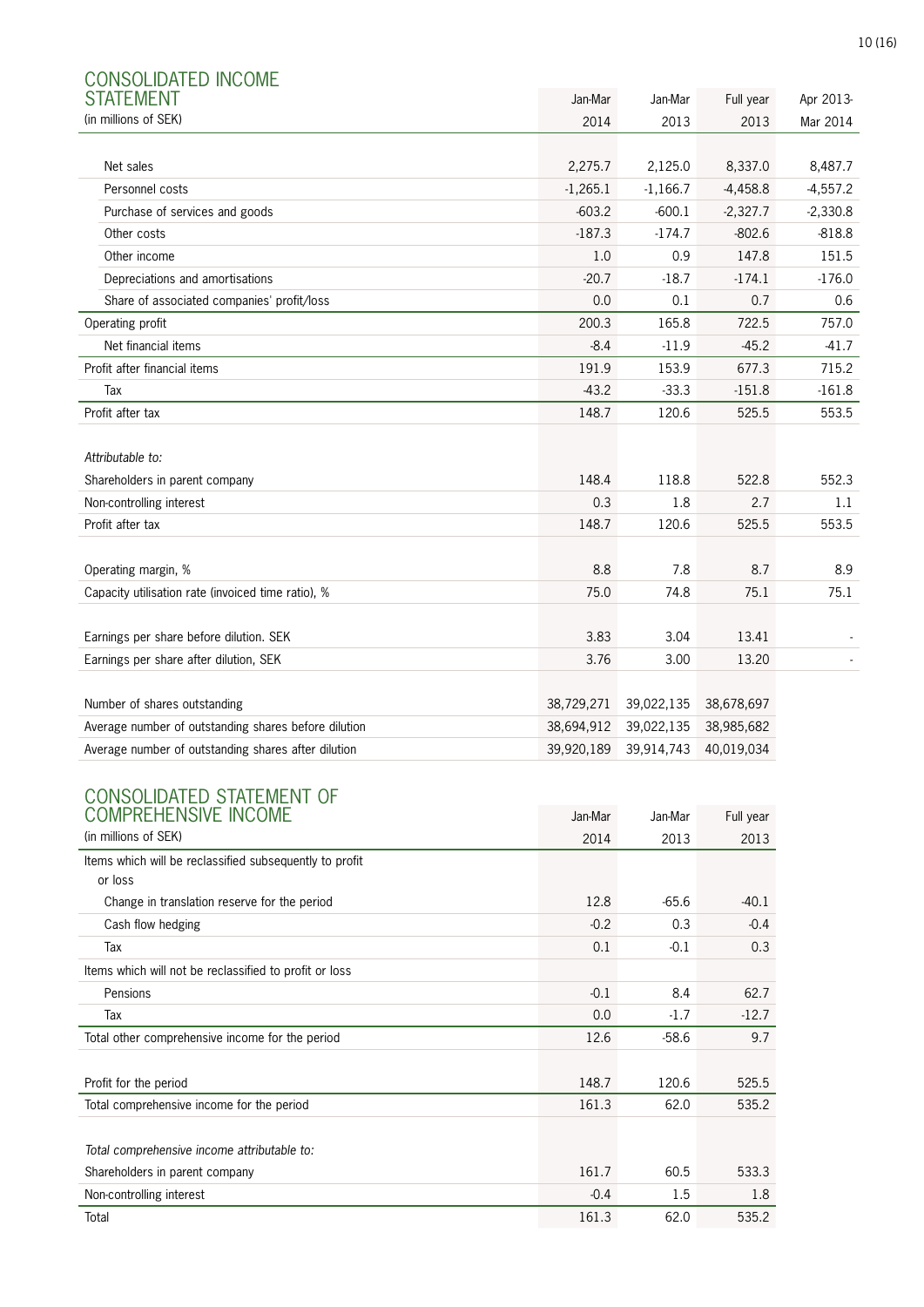## CONSOLIDATED INCOME STATEMENT

(in millions of SEK)

| | Jan-Mar 2014 | Jan-Mar 2013 | Full year 2013 | Apr 2013-Mar 2014 |
|---|---|---|---|---|
| Net sales | 2,275.7 | 2,125.0 | 8,337.0 | 8,487.7 |
| Personnel costs | -1,265.1 | -1,166.7 | -4,458.8 | -4,557.2 |
| Purchase of services and goods | -603.2 | -600.1 | -2,327.7 | -2,330.8 |
| Other costs | -187.3 | -174.7 | -802.6 | -818.8 |
| Other income | 1.0 | 0.9 | 147.8 | 151.5 |
| Depreciations and amortisations | -20.7 | -18.7 | -174.1 | -176.0 |
| Share of associated companies' profit/loss | 0.0 | 0.1 | 0.7 | 0.6 |
| Operating profit | 200.3 | 165.8 | 722.5 | 757.0 |
| Net financial items | -8.4 | -11.9 | -45.2 | -41.7 |
| Profit after financial items | 191.9 | 153.9 | 677.3 | 715.2 |
| Tax | -43.2 | -33.3 | -151.8 | -161.8 |
| Profit after tax | 148.7 | 120.6 | 525.5 | 553.5 |
| | | | | |
| *Attributable to:* | | | | |
| Shareholders in parent company | 148.4 | 118.8 | 522.8 | 552.3 |
| Non-controlling interest | 0.3 | 1.8 | 2.7 | 1.1 |
| Profit after tax | 148.7 | 120.6 | 525.5 | 553.5 |
| | | | | |
| Operating margin, % | 8.8 | 7.8 | 8.7 | 8.9 |
| Capacity utilisation rate (invoiced time ratio), % | 75.0 | 74.8 | 75.1 | 75.1 |
| | | | | |
| Earnings per share before dilution. SEK | 3.83 | 3.04 | 13.41 | - |
| Earnings per share after dilution, SEK | 3.76 | 3.00 | 13.20 | - |
| | | | | |
| Number of shares outstanding | 38,729,271 | 39,022,135 | 38,678,697 | |
| Average number of outstanding shares before dilution | 38,694,912 | 39,022,135 | 38,985,682 | |
| Average number of outstanding shares after dilution | 39,920,189 | 39,914,743 | 40,019,034 | |

## CONSOLIDATED STATEMENT OF COMPREHENSIVE INCOME

(in millions of SEK)

| | Jan-Mar 2014 | Jan-Mar 2013 | Full year 2013 |
|---|---|---|---|
| Items which will be reclassified subsequently to profit or loss | | | |
| Change in translation reserve for the period | 12.8 | -65.6 | -40.1 |
| Cash flow hedging | -0.2 | 0.3 | -0.4 |
| Tax | 0.1 | -0.1 | 0.3 |
| Items which will not be reclassified to profit or loss | | | |
| Pensions | -0.1 | 8.4 | 62.7 |
| Tax | 0.0 | -1.7 | -12.7 |
| Total other comprehensive income for the period | 12.6 | -58.6 | 9.7 |
| | | | |
| Profit for the period | 148.7 | 120.6 | 525.5 |
| Total comprehensive income for the period | 161.3 | 62.0 | 535.2 |
| | | | |
| *Total comprehensive income attributable to:* | | | |
| Shareholders in parent company | 161.7 | 60.5 | 533.3 |
| Non-controlling interest | -0.4 | 1.5 | 1.8 |
| Total | 161.3 | 62.0 | 535.2 |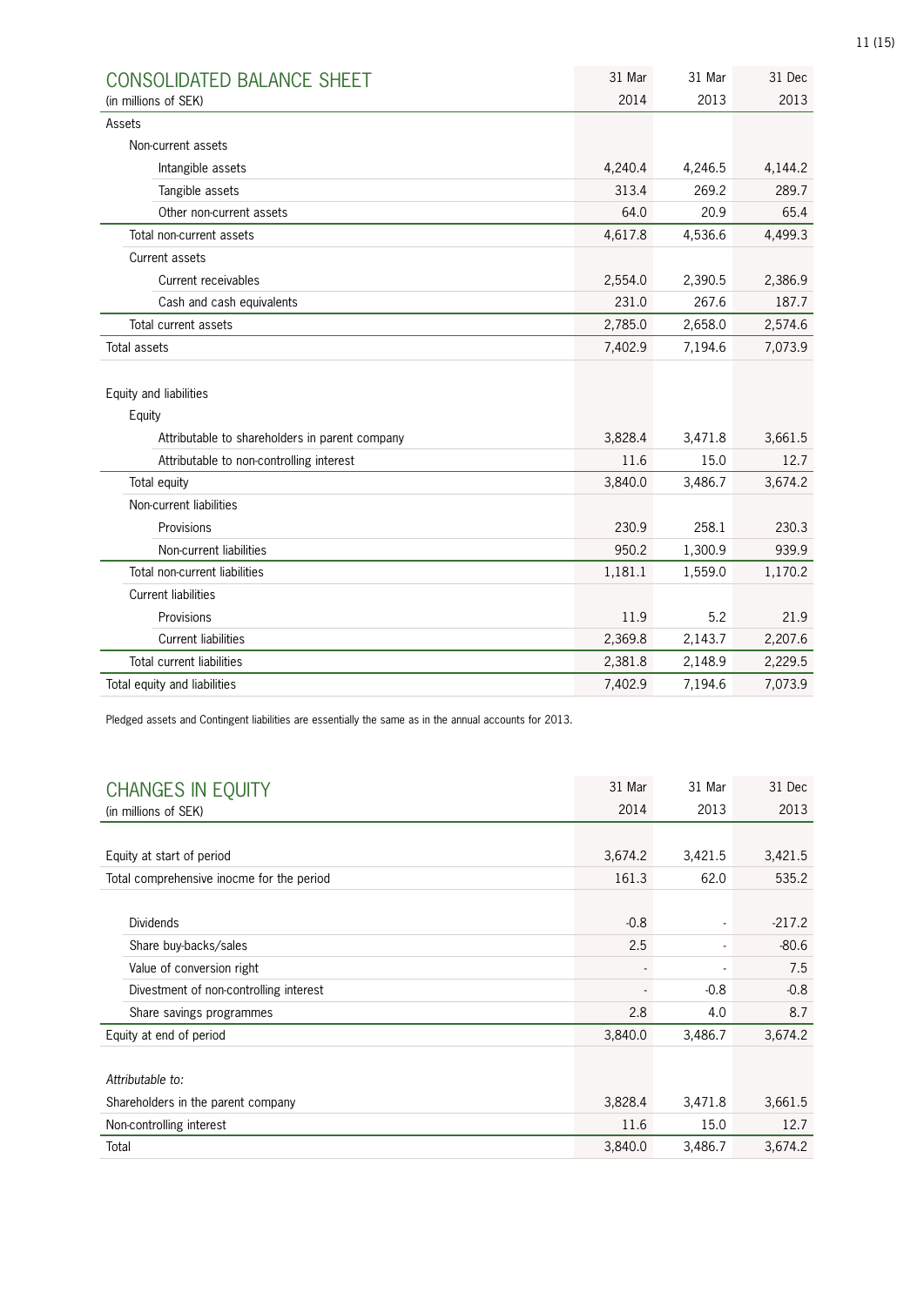## CONSOLIDATED BALANCE SHEET

| (in millions of SEK) | 31 Mar 2014 | 31 Mar 2013 | 31 Dec 2013 |
|---|---|---|---|
| Assets | | | |
| Non-current assets | | | |
| Intangible assets | 4,240.4 | 4,246.5 | 4,144.2 |
| Tangible assets | 313.4 | 269.2 | 289.7 |
| Other non-current assets | 64.0 | 20.9 | 65.4 |
| Total non-current assets | 4,617.8 | 4,536.6 | 4,499.3 |
| Current assets | | | |
| Current receivables | 2,554.0 | 2,390.5 | 2,386.9 |
| Cash and cash equivalents | 231.0 | 267.6 | 187.7 |
| Total current assets | 2,785.0 | 2,658.0 | 2,574.6 |
| Total assets | 7,402.9 | 7,194.6 | 7,073.9 |
| | | | |
| Equity and liabilities | | | |
| Equity | | | |
| Attributable to shareholders in parent company | 3,828.4 | 3,471.8 | 3,661.5 |
| Attributable to non-controlling interest | 11.6 | 15.0 | 12.7 |
| Total equity | 3,840.0 | 3,486.7 | 3,674.2 |
| Non-current liabilities | | | |
| Provisions | 230.9 | 258.1 | 230.3 |
| Non-current liabilities | 950.2 | 1,300.9 | 939.9 |
| Total non-current liabilities | 1,181.1 | 1,559.0 | 1,170.2 |
| Current liabilities | | | |
| Provisions | 11.9 | 5.2 | 21.9 |
| Current liabilities | 2,369.8 | 2,143.7 | 2,207.6 |
| Total current liabilities | 2,381.8 | 2,148.9 | 2,229.5 |
| Total equity and liabilities | 7,402.9 | 7,194.6 | 7,073.9 |

Pledged assets and Contingent liabilities are essentially the same as in the annual accounts for 2013.

## CHANGES IN EQUITY

| (in millions of SEK) | 31 Mar 2014 | 31 Mar 2013 | 31 Dec 2013 |
|---|---|---|---|
| Equity at start of period | 3,674.2 | 3,421.5 | 3,421.5 |
| Total comprehensive inocme for the period | 161.3 | 62.0 | 535.2 |
| | | | |
| Dividends | -0.8 | - | -217.2 |
| Share buy-backs/sales | 2.5 | - | -80.6 |
| Value of conversion right | - | - | 7.5 |
| Divestment of non-controlling interest | - | -0.8 | -0.8 |
| Share savings programmes | 2.8 | 4.0 | 8.7 |
| Equity at end of period | 3,840.0 | 3,486.7 | 3,674.2 |
| | | | |
| *Attributable to:* | | | |
| Shareholders in the parent company | 3,828.4 | 3,471.8 | 3,661.5 |
| Non-controlling interest | 11.6 | 15.0 | 12.7 |
| Total | 3,840.0 | 3,486.7 | 3,674.2 |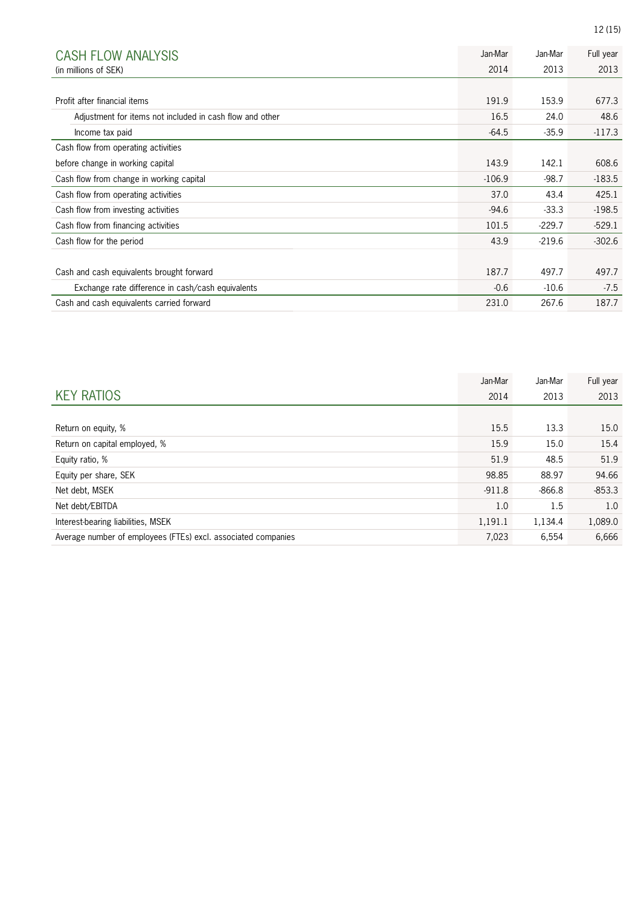## CASH FLOW ANALYSIS

(in millions of SEK)

| | Jan-Mar 2014 | Jan-Mar 2013 | Full year 2013 |
|---|---|---|---|
| Profit after financial items | 191.9 | 153.9 | 677.3 |
| Adjustment for items not included in cash flow and other | 16.5 | 24.0 | 48.6 |
| Income tax paid | -64.5 | -35.9 | -117.3 |
| Cash flow from operating activities before change in working capital | 143.9 | 142.1 | 608.6 |
| Cash flow from change in working capital | -106.9 | -98.7 | -183.5 |
| Cash flow from operating activities | 37.0 | 43.4 | 425.1 |
| Cash flow from investing activities | -94.6 | -33.3 | -198.5 |
| Cash flow from financing activities | 101.5 | -229.7 | -529.1 |
| Cash flow for the period | 43.9 | -219.6 | -302.6 |
| | | | |
| Cash and cash equivalents brought forward | 187.7 | 497.7 | 497.7 |
| Exchange rate difference in cash/cash equivalents | -0.6 | -10.6 | -7.5 |
| Cash and cash equivalents carried forward | 231.0 | 267.6 | 187.7 |

## KEY RATIOS

| | Jan-Mar 2014 | Jan-Mar 2013 | Full year 2013 |
|---|---|---|---|
| Return on equity, % | 15.5 | 13.3 | 15.0 |
| Return on capital employed, % | 15.9 | 15.0 | 15.4 |
| Equity ratio, % | 51.9 | 48.5 | 51.9 |
| Equity per share, SEK | 98.85 | 88.97 | 94.66 |
| Net debt, MSEK | -911.8 | -866.8 | -853.3 |
| Net debt/EBITDA | 1.0 | 1.5 | 1.0 |
| Interest-bearing liabilities, MSEK | 1,191.1 | 1,134.4 | 1,089.0 |
| Average number of employees (FTEs) excl. associated companies | 7,023 | 6,554 | 6,666 |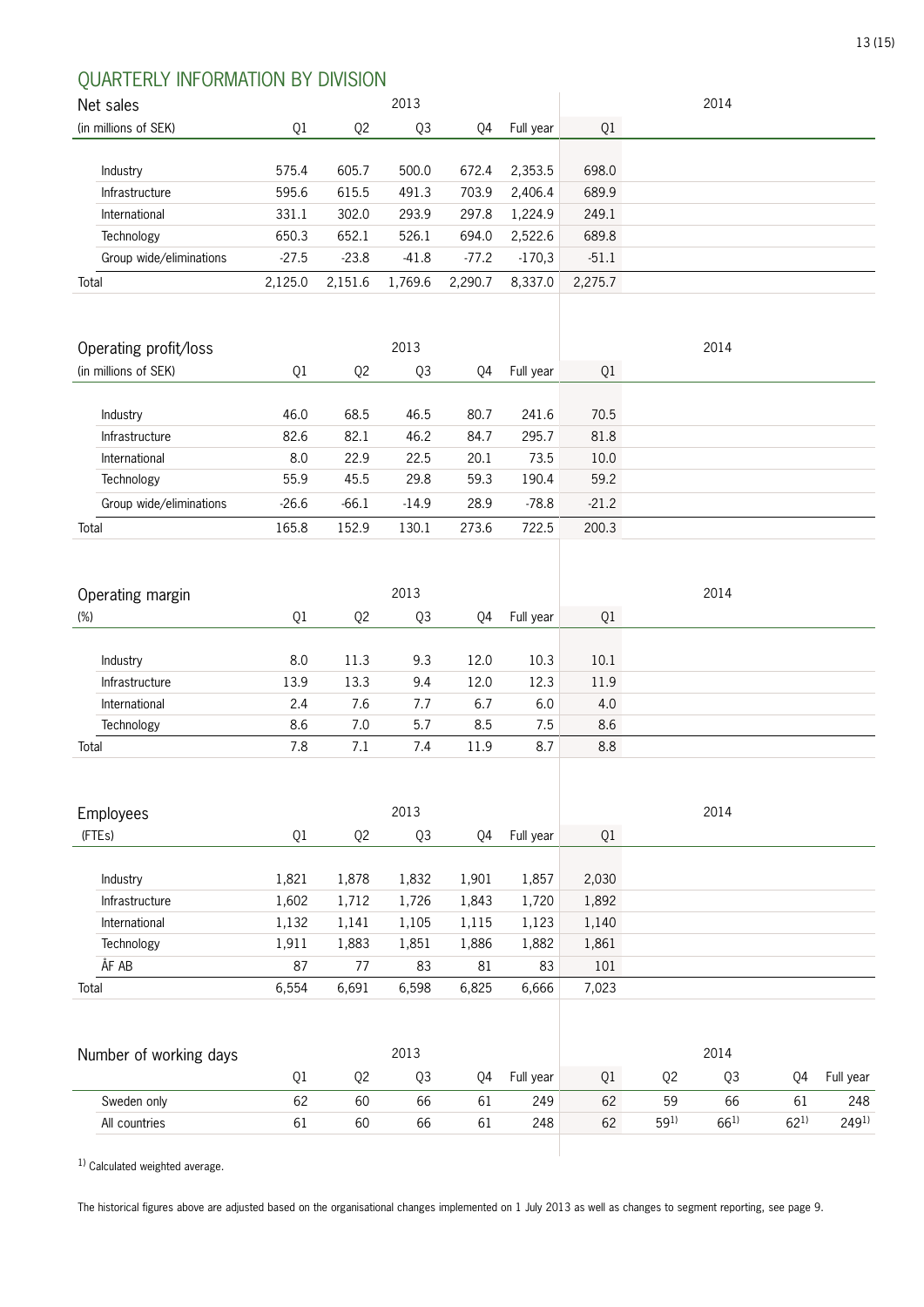## QUARTERLY INFORMATION BY DIVISION

| Net sales | 2013 | | | | | 2014 |
|---|---|---|---|---|---|---|
| (in millions of SEK) | Q1 | Q2 | Q3 | Q4 | Full year | Q1 |
| Industry | 575.4 | 605.7 | 500.0 | 672.4 | 2,353.5 | 698.0 |
| Infrastructure | 595.6 | 615.5 | 491.3 | 703.9 | 2,406.4 | 689.9 |
| International | 331.1 | 302.0 | 293.9 | 297.8 | 1,224.9 | 249.1 |
| Technology | 650.3 | 652.1 | 526.1 | 694.0 | 2,522.6 | 689.8 |
| Group wide/eliminations | -27.5 | -23.8 | -41.8 | -77.2 | -170,3 | -51.1 |
| Total | 2,125.0 | 2,151.6 | 1,769.6 | 2,290.7 | 8,337.0 | 2,275.7 |

| Operating profit/loss | 2013 | | | | | 2014 |
|---|---|---|---|---|---|---|
| (in millions of SEK) | Q1 | Q2 | Q3 | Q4 | Full year | Q1 |
| Industry | 46.0 | 68.5 | 46.5 | 80.7 | 241.6 | 70.5 |
| Infrastructure | 82.6 | 82.1 | 46.2 | 84.7 | 295.7 | 81.8 |
| International | 8.0 | 22.9 | 22.5 | 20.1 | 73.5 | 10.0 |
| Technology | 55.9 | 45.5 | 29.8 | 59.3 | 190.4 | 59.2 |
| Group wide/eliminations | -26.6 | -66.1 | -14.9 | 28.9 | -78.8 | -21.2 |
| Total | 165.8 | 152.9 | 130.1 | 273.6 | 722.5 | 200.3 |

| Operating margin | 2013 | | | | | 2014 |
|---|---|---|---|---|---|---|
| (%) | Q1 | Q2 | Q3 | Q4 | Full year | Q1 |
| Industry | 8.0 | 11.3 | 9.3 | 12.0 | 10.3 | 10.1 |
| Infrastructure | 13.9 | 13.3 | 9.4 | 12.0 | 12.3 | 11.9 |
| International | 2.4 | 7.6 | 7.7 | 6.7 | 6.0 | 4.0 |
| Technology | 8.6 | 7.0 | 5.7 | 8.5 | 7.5 | 8.6 |
| Total | 7.8 | 7.1 | 7.4 | 11.9 | 8.7 | 8.8 |

| Employees | 2013 | | | | | 2014 |
|---|---|---|---|---|---|---|
| (FTEs) | Q1 | Q2 | Q3 | Q4 | Full year | Q1 |
| Industry | 1,821 | 1,878 | 1,832 | 1,901 | 1,857 | 2,030 |
| Infrastructure | 1,602 | 1,712 | 1,726 | 1,843 | 1,720 | 1,892 |
| International | 1,132 | 1,141 | 1,105 | 1,115 | 1,123 | 1,140 |
| Technology | 1,911 | 1,883 | 1,851 | 1,886 | 1,882 | 1,861 |
| ÅF AB | 87 | 77 | 83 | 81 | 83 | 101 |
| Total | 6,554 | 6,691 | 6,598 | 6,825 | 6,666 | 7,023 |

| Number of working days | 2013 | | | | | 2014 | | | | |
|---|---|---|---|---|---|---|---|---|---|---|
| | Q1 | Q2 | Q3 | Q4 | Full year | Q1 | Q2 | Q3 | Q4 | Full year |
| Sweden only | 62 | 60 | 66 | 61 | 249 | 62 | 59 | 66 | 61 | 248 |
| All countries | 61 | 60 | 66 | 61 | 248 | 62 | 59[1)] | 66[1)] | 62[1)] | 249[1)] |

[1)] Calculated weighted average.

The historical figures above are adjusted based on the organisational changes implemented on 1 July 2013 as well as changes to segment reporting, see page 9.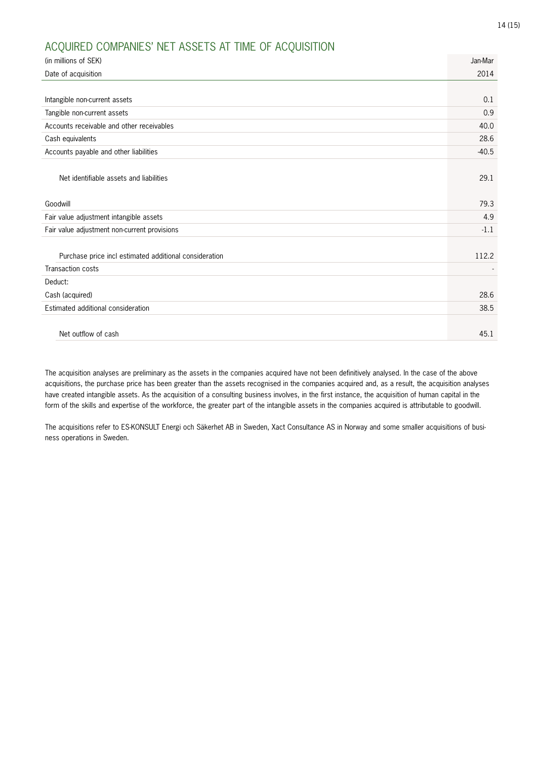## ACQUIRED COMPANIES' NET ASSETS AT TIME OF ACQUISITION

| (in millions of SEK) | Jan-Mar |
|---|---|
| Date of acquisition | 2014 |
| | |
| Intangible non-current assets | 0.1 |
| Tangible non-current assets | 0.9 |
| Accounts receivable and other receivables | 40.0 |
| Cash equivalents | 28.6 |
| Accounts payable and other liabilities | -40.5 |
| | |
| Net identifiable assets and liabilities | 29.1 |
| | |
| Goodwill | 79.3 |
| Fair value adjustment intangible assets | 4.9 |
| Fair value adjustment non-current provisions | -1.1 |
| | |
| Purchase price incl estimated additional consideration | 112.2 |
| Transaction costs | - |
| Deduct: | |
| Cash (acquired) | 28.6 |
| Estimated additional consideration | 38.5 |
| | |
| Net outflow of cash | 45.1 |

The acquisition analyses are preliminary as the assets in the companies acquired have not been definitively analysed. In the case of the above acquisitions, the purchase price has been greater than the assets recognised in the companies acquired and, as a result, the acquisition analyses have created intangible assets. As the acquisition of a consulting business involves, in the first instance, the acquisition of human capital in the form of the skills and expertise of the workforce, the greater part of the intangible assets in the companies acquired is attributable to goodwill.

The acquisitions refer to ES-KONSULT Energi och Säkerhet AB in Sweden, Xact Consultance AS in Norway and some smaller acquisitions of business operations in Sweden.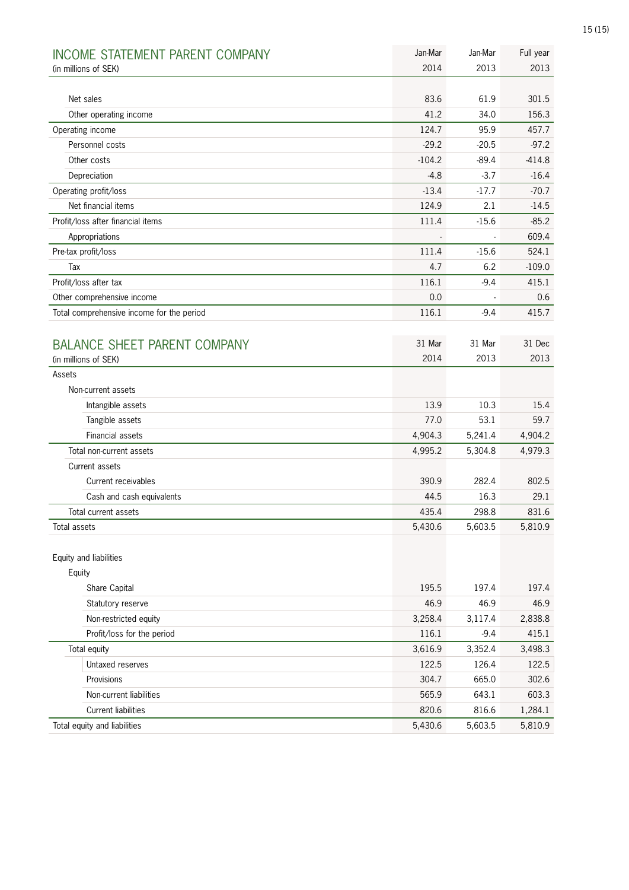## INCOME STATEMENT PARENT COMPANY

| (in millions of SEK) | Jan-Mar 2014 | Jan-Mar 2013 | Full year 2013 |
|---|---|---|---|
| Net sales | 83.6 | 61.9 | 301.5 |
| Other operating income | 41.2 | 34.0 | 156.3 |
| Operating income | 124.7 | 95.9 | 457.7 |
| Personnel costs | -29.2 | -20.5 | -97.2 |
| Other costs | -104.2 | -89.4 | -414.8 |
| Depreciation | -4.8 | -3.7 | -16.4 |
| Operating profit/loss | -13.4 | -17.7 | -70.7 |
| Net financial items | 124.9 | 2.1 | -14.5 |
| Profit/loss after financial items | 111.4 | -15.6 | -85.2 |
| Appropriations | - | - | 609.4 |
| Pre-tax profit/loss | 111.4 | -15.6 | 524.1 |
| Tax | 4.7 | 6.2 | -109.0 |
| Profit/loss after tax | 116.1 | -9.4 | 415.1 |
| Other comprehensive income | 0.0 | - | 0.6 |
| Total comprehensive income for the period | 116.1 | -9.4 | 415.7 |

## BALANCE SHEET PARENT COMPANY

| (in millions of SEK) | 31 Mar 2014 | 31 Mar 2013 | 31 Dec 2013 |
|---|---|---|---|
| Assets | | | |
| Non-current assets | | | |
| Intangible assets | 13.9 | 10.3 | 15.4 |
| Tangible assets | 77.0 | 53.1 | 59.7 |
| Financial assets | 4,904.3 | 5,241.4 | 4,904.2 |
| Total non-current assets | 4,995.2 | 5,304.8 | 4,979.3 |
| Current assets | | | |
| Current receivables | 390.9 | 282.4 | 802.5 |
| Cash and cash equivalents | 44.5 | 16.3 | 29.1 |
| Total current assets | 435.4 | 298.8 | 831.6 |
| Total assets | 5,430.6 | 5,603.5 | 5,810.9 |
| | | | |
| Equity and liabilities | | | |
| Equity | | | |
| Share Capital | 195.5 | 197.4 | 197.4 |
| Statutory reserve | 46.9 | 46.9 | 46.9 |
| Non-restricted equity | 3,258.4 | 3,117.4 | 2,838.8 |
| Profit/loss for the period | 116.1 | -9.4 | 415.1 |
| Total equity | 3,616.9 | 3,352.4 | 3,498.3 |
| Untaxed reserves | 122.5 | 126.4 | 122.5 |
| Provisions | 304.7 | 665.0 | 302.6 |
| Non-current liabilities | 565.9 | 643.1 | 603.3 |
| Current liabilities | 820.6 | 816.6 | 1,284.1 |
| Total equity and liabilities | 5,430.6 | 5,603.5 | 5,810.9 |